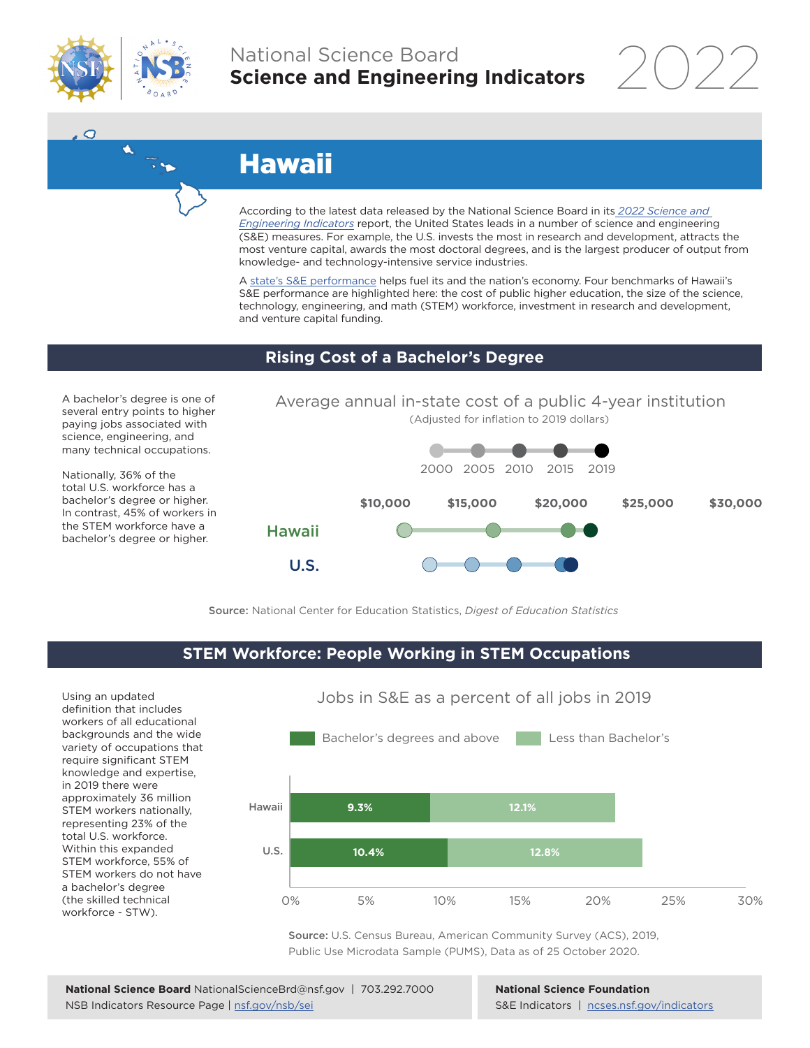National Science Board
**Science and Engineering Indicators** 2022

# Hawaii

According to the latest data released by the National Science Board in its *2022 Science and Engineering Indicators* report, the United States leads in a number of science and engineering (S&E) measures. For example, the U.S. invests the most in research and development, attracts the most venture capital, awards the most doctoral degrees, and is the largest producer of output from knowledge- and technology-intensive service industries.

A state's S&E performance helps fuel its and the nation's economy. Four benchmarks of Hawaii's S&E performance are highlighted here: the cost of public higher education, the size of the science, technology, engineering, and math (STEM) workforce, investment in research and development, and venture capital funding.

## Rising Cost of a Bachelor's Degree

A bachelor's degree is one of several entry points to higher paying jobs associated with science, engineering, and many technical occupations.

Nationally, 36% of the total U.S. workforce has a bachelor's degree or higher. In contrast, 45% of workers in the STEM workforce have a bachelor's degree or higher.

Average annual in-state cost of a public 4-year institution

(Adjusted for inflation to 2019 dollars)

2000 2005 2010 2015 2019

$10,000 $15,000 $20,000 $25,000 $30,000

Hawaii

U.S.

**Source:** National Center for Education Statistics, *Digest of Education Statistics*

## STEM Workforce: People Working in STEM Occupations

Using an updated definition that includes workers of all educational backgrounds and the wide variety of occupations that require significant STEM knowledge and expertise, in 2019 there were approximately 36 million STEM workers nationally, representing 23% of the total U.S. workforce. Within this expanded STEM workforce, 55% of STEM workers do not have a bachelor's degree (the skilled technical workforce - STW).

Jobs in S&E as a percent of all jobs in 2019

| | Bachelor's degrees and above | Less than Bachelor's |
|---|---|---|
| Hawaii | 9.3% | 12.1% |
| U.S. | 10.4% | 12.8% |

**Source:** U.S. Census Bureau, American Community Survey (ACS), 2019, Public Use Microdata Sample (PUMS), Data as of 25 October 2020.

**National Science Board** NationalScienceBrd@nsf.gov | 703.292.7000
NSB Indicators Resource Page | nsf.gov/nsb/sei

**National Science Foundation**
S&E Indicators | ncses.nsf.gov/indicators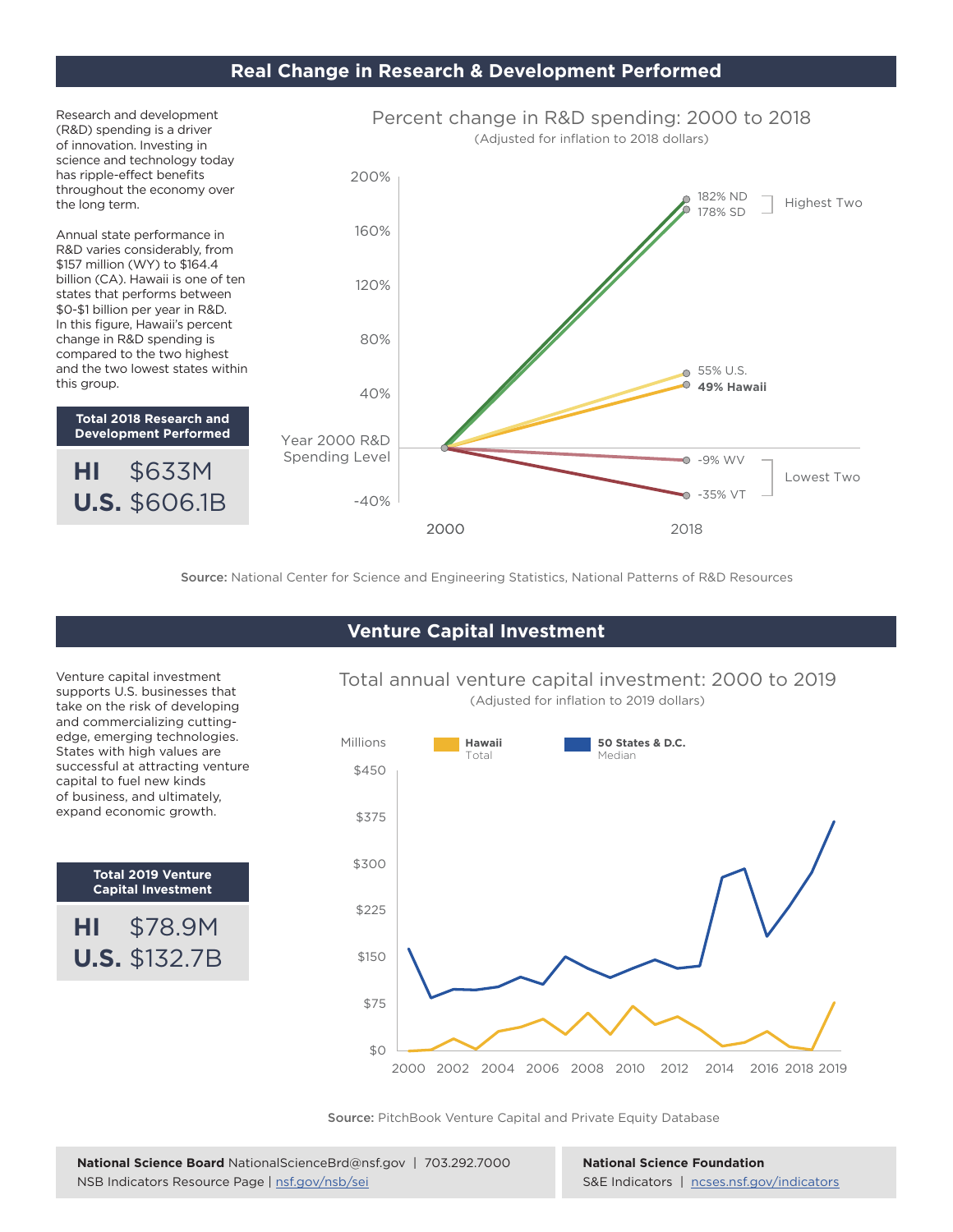## Real Change in Research & Development Performed

Research and development (R&D) spending is a driver of innovation. Investing in science and technology today has ripple-effect benefits throughout the economy over the long term.

Annual state performance in R&D varies considerably, from $157 million (WY) to $164.4 billion (CA). Hawaii is one of ten states that performs between $0-$1 billion per year in R&D. In this figure, Hawaii's percent change in R&D spending is compared to the two highest and the two lowest states within this group.

**Total 2018 Research and Development Performed**

**HI** $633M
**U.S.** $606.1B

Percent change in R&D spending: 2000 to 2018
(Adjusted for inflation to 2018 dollars)

200%
160%
120%
80%
40%
Year 2000 R&D Spending Level
-40%

2000
2018

182% ND
178% SD
Highest Two

55% U.S.
**49% Hawaii**

-9% WV
-35% VT
Lowest Two

**Source:** National Center for Science and Engineering Statistics, National Patterns of R&D Resources

## Venture Capital Investment

Venture capital investment supports U.S. businesses that take on the risk of developing and commercializing cutting-edge, emerging technologies. States with high values are successful at attracting venture capital to fuel new kinds of business, and ultimately, expand economic growth.

**Total 2019 Venture Capital Investment**

**HI** $78.9M
**U.S.** $132.7B

Total annual venture capital investment: 2000 to 2019
(Adjusted for inflation to 2019 dollars)

Millions
**Hawaii** Total
**50 States & D.C.** Median

$450
$375
$300
$225
$150
$75
$0

2000 2002 2004 2006 2008 2010 2012 2014 2016 2018 2019

**Source:** PitchBook Venture Capital and Private Equity Database

**National Science Board** NationalScienceBrd@nsf.gov | 703.292.7000
NSB Indicators Resource Page | nsf.gov/nsb/sei

**National Science Foundation**
S&E Indicators | ncses.nsf.gov/indicators